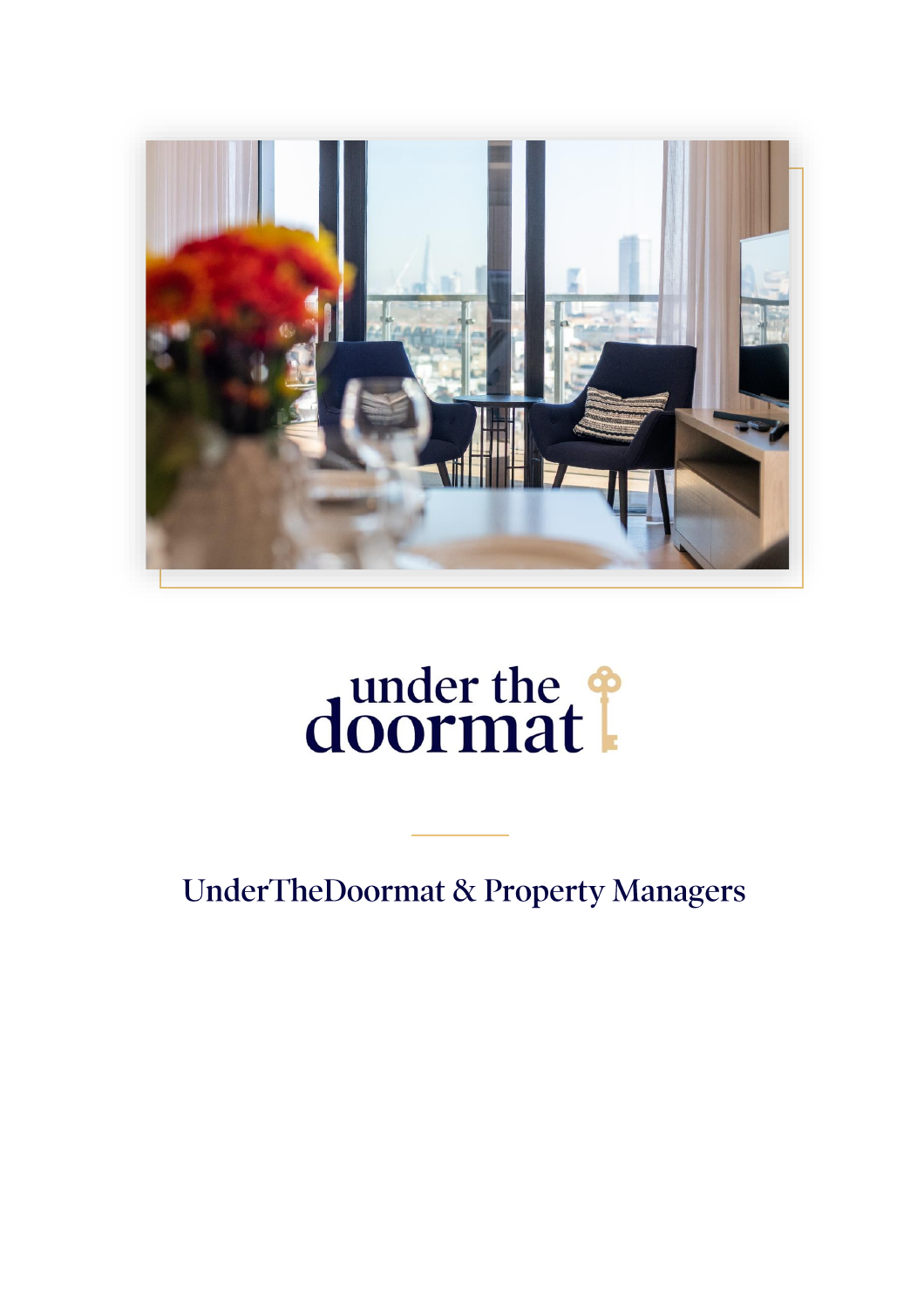under the doormat

# UnderTheDoormat & Property Managers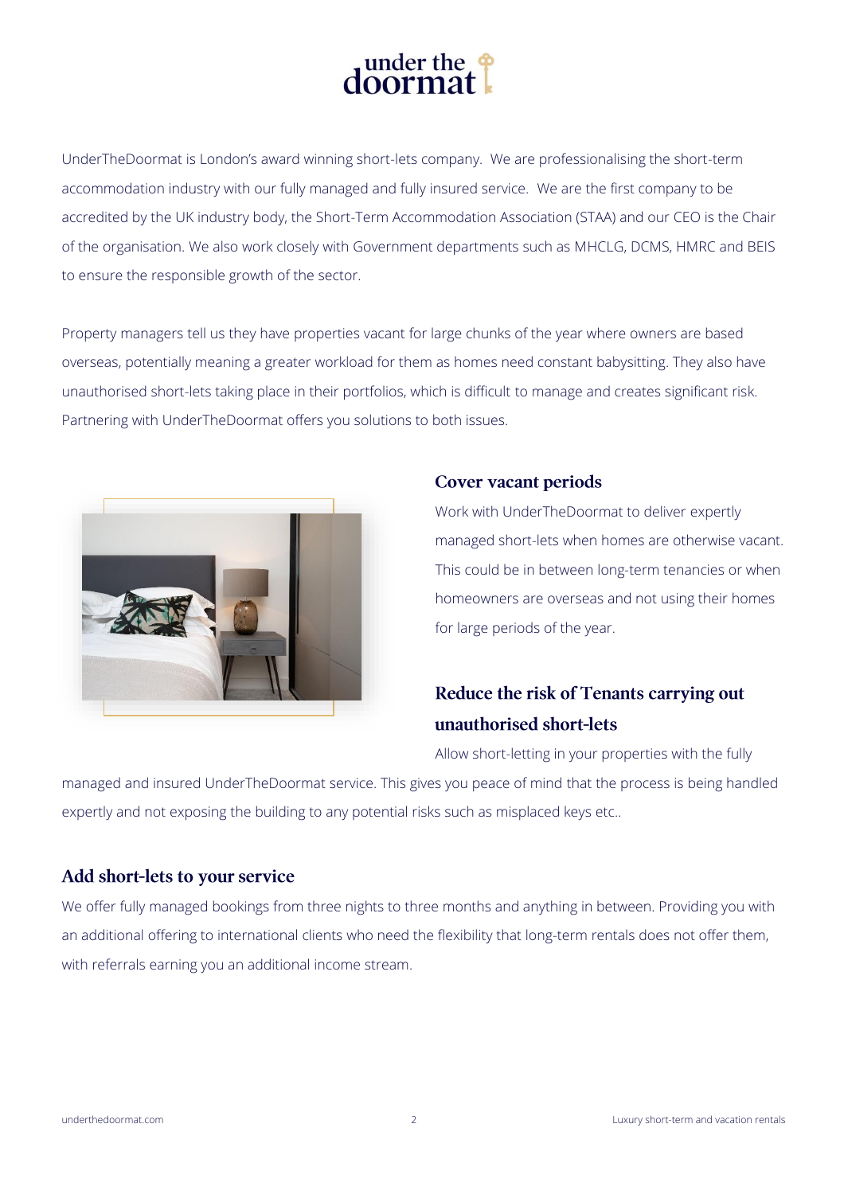UnderTheDoormat is London's award winning short-lets company. We are professionalising the short-term accommodation industry with our fully managed and fully insured service. We are the first company to be accredited by the UK industry body, the Short-Term Accommodation Association (STAA) and our CEO is the Chair of the organisation. We also work closely with Government departments such as MHCLG, DCMS, HMRC and BEIS to ensure the responsible growth of the sector.

Property managers tell us they have properties vacant for large chunks of the year where owners are based overseas, potentially meaning a greater workload for them as homes need constant babysitting. They also have unauthorised short-lets taking place in their portfolios, which is difficult to manage and creates significant risk. Partnering with UnderTheDoormat offers you solutions to both issues.

## Cover vacant periods

Work with UnderTheDoormat to deliver expertly managed short-lets when homes are otherwise vacant. This could be in between long-term tenancies or when homeowners are overseas and not using their homes for large periods of the year.

## Reduce the risk of Tenants carrying out unauthorised short-lets

Allow short-letting in your properties with the fully managed and insured UnderTheDoormat service. This gives you peace of mind that the process is being handled expertly and not exposing the building to any potential risks such as misplaced keys etc..

## Add short-lets to your service

We offer fully managed bookings from three nights to three months and anything in between. Providing you with an additional offering to international clients who need the flexibility that long-term rentals does not offer them, with referrals earning you an additional income stream.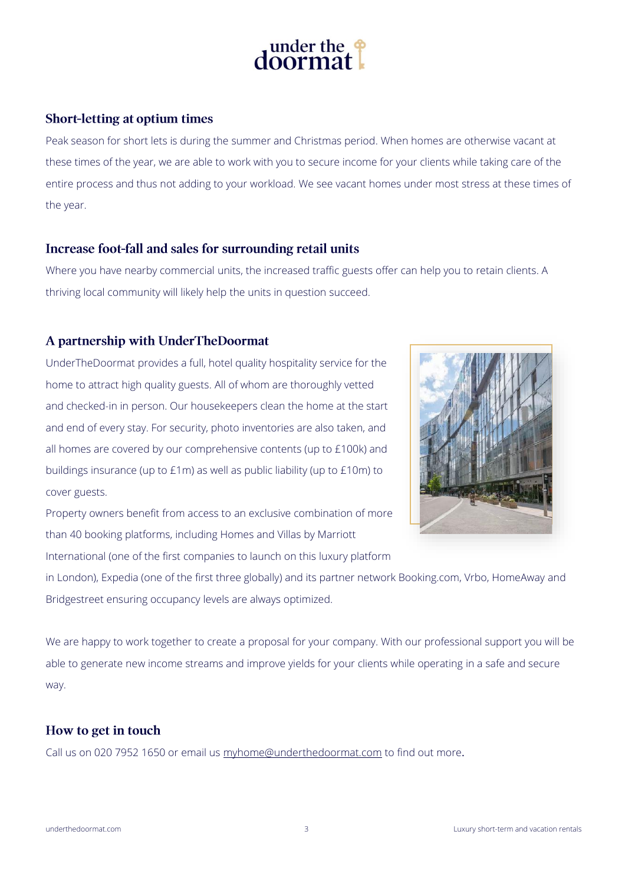## Short-letting at optium times

Peak season for short lets is during the summer and Christmas period. When homes are otherwise vacant at these times of the year, we are able to work with you to secure income for your clients while taking care of the entire process and thus not adding to your workload. We see vacant homes under most stress at these times of the year.

## Increase foot-fall and sales for surrounding retail units

Where you have nearby commercial units, the increased traffic guests offer can help you to retain clients. A thriving local community will likely help the units in question succeed.

## A partnership with UnderTheDoormat

UnderTheDoormat provides a full, hotel quality hospitality service for the home to attract high quality guests. All of whom are thoroughly vetted and checked-in in person. Our housekeepers clean the home at the start and end of every stay. For security, photo inventories are also taken, and all homes are covered by our comprehensive contents (up to £100k) and buildings insurance (up to £1m) as well as public liability (up to £10m) to cover guests.

Property owners benefit from access to an exclusive combination of more than 40 booking platforms, including Homes and Villas by Marriott International (one of the first companies to launch on this luxury platform in London), Expedia (one of the first three globally) and its partner network Booking.com, Vrbo, HomeAway and Bridgestreet ensuring occupancy levels are always optimized.

We are happy to work together to create a proposal for your company. With our professional support you will be able to generate new income streams and improve yields for your clients while operating in a safe and secure way.

## How to get in touch

Call us on 020 7952 1650 or email us myhome@underthedoormat.com to find out more.